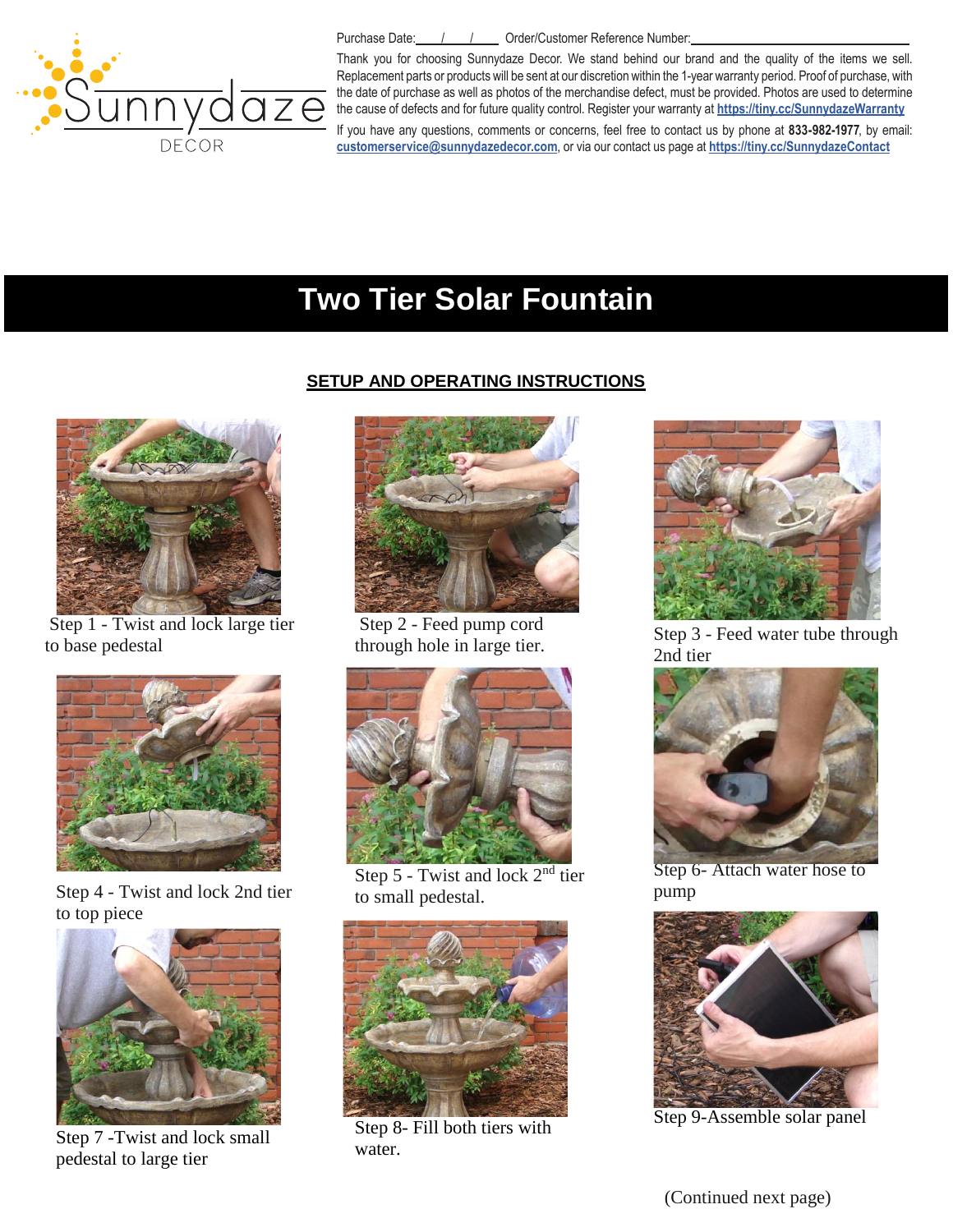Purchase Date:\_\_\_\_/\_\_\_\_/\_\_\_\_ Order/Customer Reference Number:\_\_\_\_\_\_\_\_\_\_\_\_\_\_\_\_\_\_\_\_\_\_\_\_\_\_\_\_\_\_

Thank you for choosing Sunnydaze Decor. We stand behind our brand and the quality of the items we sell. Replacement parts or products will be sent at our discretion within the 1-year warranty period. Proof of purchase, with the date of purchase as well as photos of the merchandise defect, must be provided. Photos are used to determine the cause of defects and for future quality control. Register your warranty at **https://tiny.cc/SunnydazeWarranty**

If you have any questions, comments or concerns, feel free to contact us by phone at **833-982-1977**, by email: **customerservice@sunnydazedecor.com**, or via our contact us page at **https://tiny.cc/SunnydazeContact**

# Two Tier Solar Fountain

## SETUP AND OPERATING INSTRUCTIONS

Step 1 - Twist and lock large tier to base pedestal

Step 2 - Feed pump cord through hole in large tier.

Step 3 - Feed water tube through 2nd tier

Step 4 - Twist and lock 2nd tier to top piece

Step 5 - Twist and lock 2nd tier to small pedestal.

Step 6- Attach water hose to pump

Step 7 -Twist and lock small pedestal to large tier

Step 8- Fill both tiers with water.

Step 9-Assemble solar panel

(Continued next page)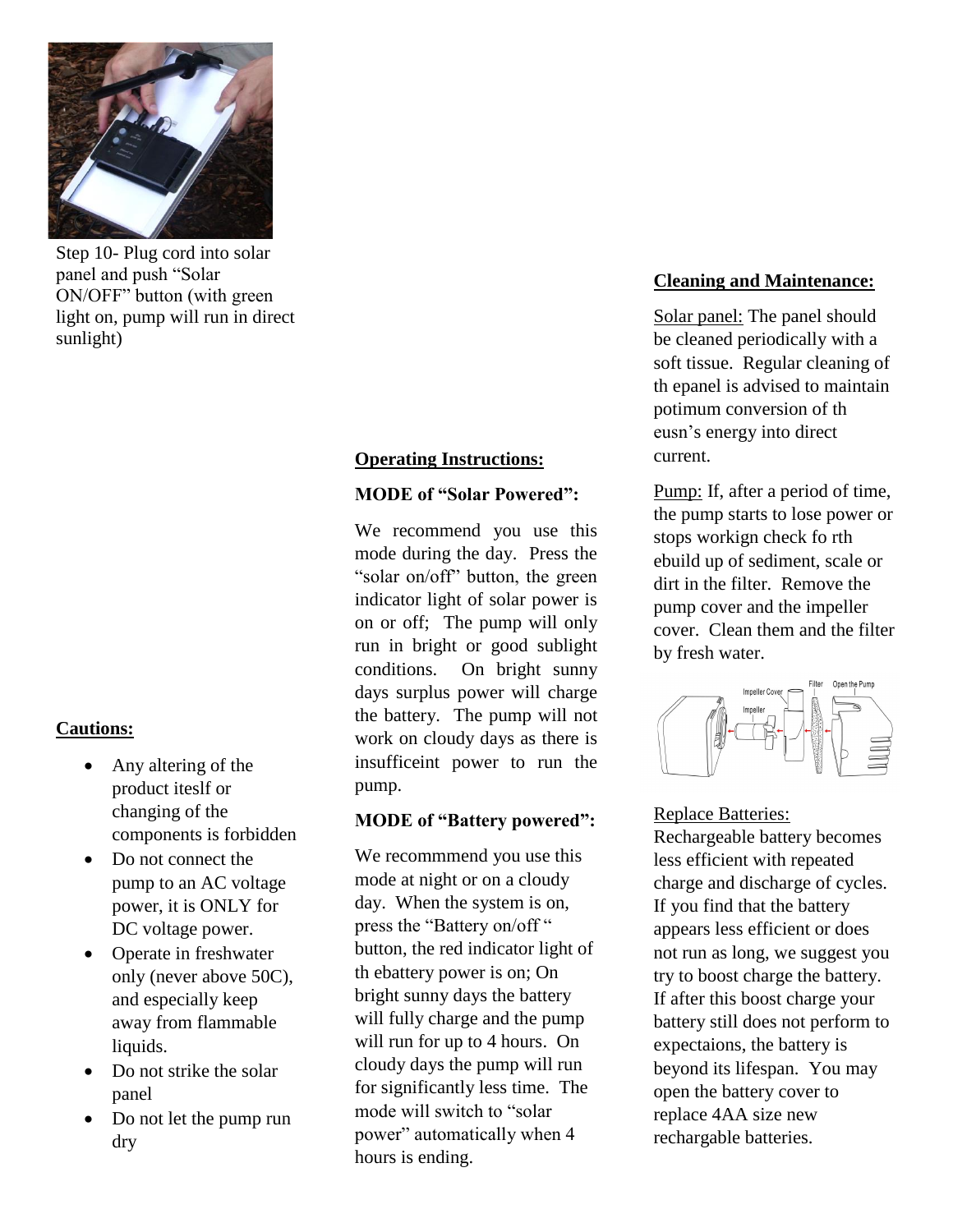Step 10- Plug cord into solar panel and push "Solar ON/OFF" button (with green light on, pump will run in direct sunlight)

**Cautions:**

- Any altering of the product iteslf or changing of the components is forbidden
- Do not connect the pump to an AC voltage power, it is ONLY for DC voltage power.
- Operate in freshwater only (never above 50C), and especially keep away from flammable liquids.
- Do not strike the solar panel
- Do not let the pump run dry

**Operating Instructions:**

**MODE of "Solar Powered":**

We recommend you use this mode during the day. Press the "solar on/off" button, the green indicator light of solar power is on or off; The pump will only run in bright or good sublight conditions. On bright sunny days surplus power will charge the battery. The pump will not work on cloudy days as there is insufficeint power to run the pump.

**MODE of "Battery powered":**

We recommmend you use this mode at night or on a cloudy day. When the system is on, press the "Battery on/off " button, the red indicator light of th ebattery power is on; On bright sunny days the battery will fully charge and the pump will run for up to 4 hours. On cloudy days the pump will run for significantly less time. The mode will switch to "solar power" automatically when 4 hours is ending.

**Cleaning and Maintenance:**

Solar panel: The panel should be cleaned periodically with a soft tissue. Regular cleaning of th epanel is advised to maintain potimum conversion of th eusn's energy into direct current.

Pump: If, after a period of time, the pump starts to lose power or stops workign check fo rth ebuild up of sediment, scale or dirt in the filter. Remove the pump cover and the impeller cover. Clean them and the filter by fresh water.

Impeller Cover
Impeller
Filter
Open the Pump

Replace Batteries:
Rechargeable battery becomes less efficient with repeated charge and discharge of cycles. If you find that the battery appears less efficient or does not run as long, we suggest you try to boost charge the battery. If after this boost charge your battery still does not perform to expectaions, the battery is beyond its lifespan. You may open the battery cover to replace 4AA size new rechargable batteries.